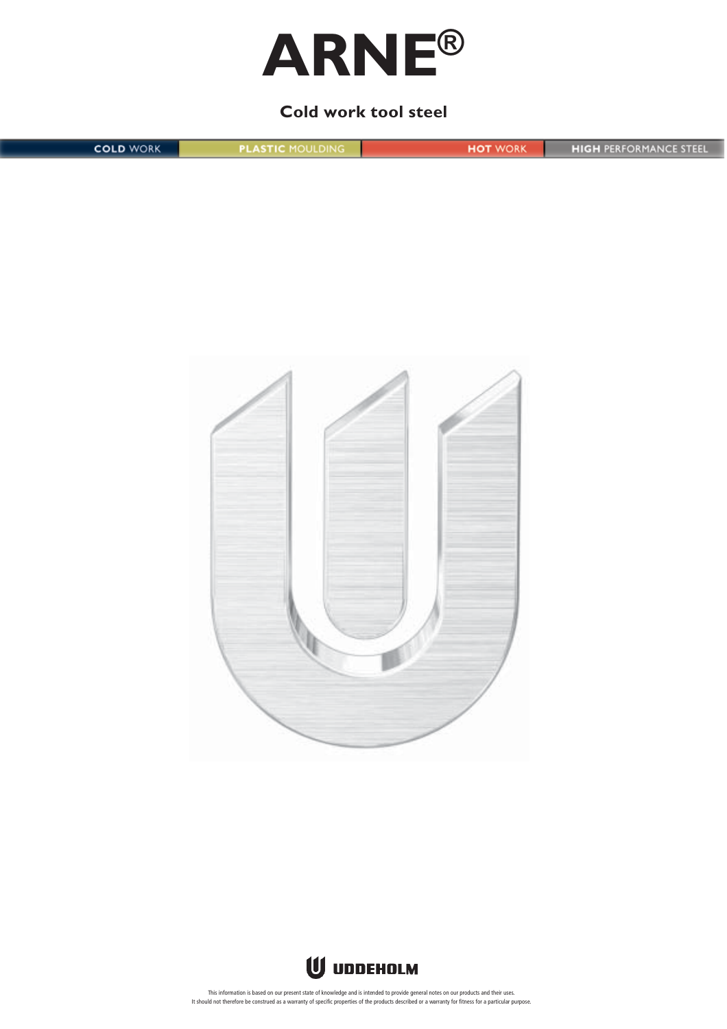# ARNE®

## Cold work tool steel

COLD WORK | PLASTIC MOULDING | HOT WORK | HIGH PERFORMANCE STEEL

UDDEHOLM

This information is based on our present state of knowledge and is intended to provide general notes on our products and their uses.
It should not therefore be construed as a warranty of specific properties of the products described or a warranty for fitness for a particular purpose.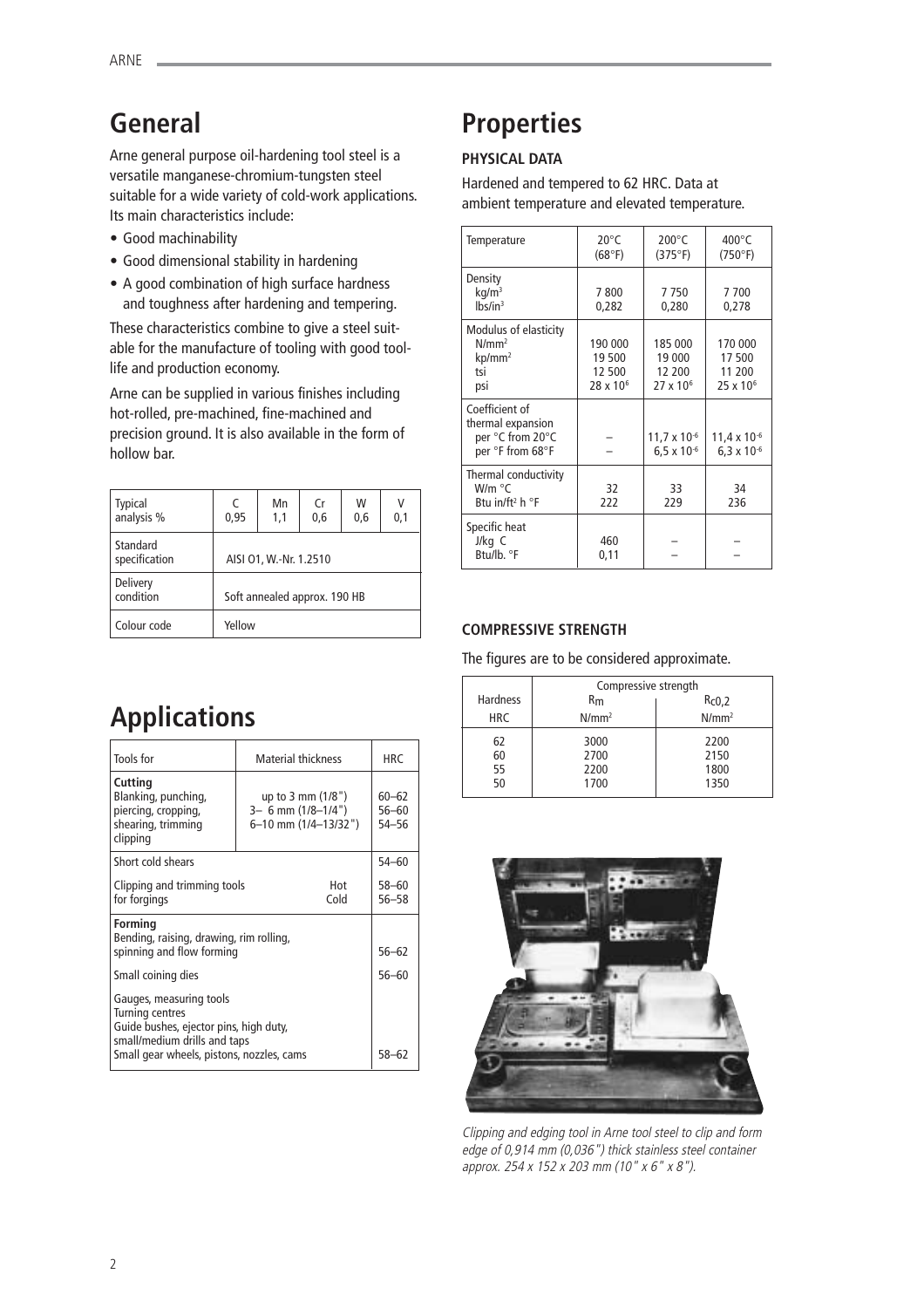## General

Arne general purpose oil-hardening tool steel is a versatile manganese-chromium-tungsten steel suitable for a wide variety of cold-work applications. Its main characteristics include:

- Good machinability
- Good dimensional stability in hardening
- A good combination of high surface hardness and toughness after hardening and tempering.

These characteristics combine to give a steel suitable for the manufacture of tooling with good tool-life and production economy.

Arne can be supplied in various finishes including hot-rolled, pre-machined, fine-machined and precision ground. It is also available in the form of hollow bar.

| Typical analysis % | C 0,95 | Mn 1,1 | Cr 0,6 | W 0,6 | V 0,1 |
|---|---|---|---|---|---|
| Standard specification | AISI O1, W.-Nr. 1.2510 | | | | |
| Delivery condition | Soft annealed approx. 190 HB | | | | |
| Colour code | Yellow | | | | |

## Applications

| Tools for | Material thickness | HRC |
|---|---|---|
| **Cutting** Blanking, punching, piercing, cropping, shearing, trimming clipping | up to 3 mm (1/8")<br>3– 6 mm (1/8–1/4")<br>6–10 mm (1/4–13/32") | 60–62<br>56–60<br>54–56 |
| Short cold shears | | 54–60 |
| Clipping and trimming tools for forgings | Hot<br>Cold | 58–60<br>56–58 |
| **Forming** Bending, raising, drawing, rim rolling, spinning and flow forming | | 56–62 |
| Small coining dies | | 56–60 |
| Gauges, measuring tools<br>Turning centres<br>Guide bushes, ejector pins, high duty, small/medium drills and taps<br>Small gear wheels, pistons, nozzles, cams | | 58–62 |

## Properties

### PHYSICAL DATA

Hardened and tempered to 62 HRC. Data at ambient temperature and elevated temperature.

| Temperature | 20°C (68°F) | 200°C (375°F) | 400°C (750°F) |
|---|---|---|---|
| Density | | | |
| kg/m³ | 7 800 | 7 750 | 7 700 |
| lbs/in³ | 0,282 | 0,280 | 0,278 |
| Modulus of elasticity | | | |
| N/mm² | 190 000 | 185 000 | 170 000 |
| kp/mm² | 19 500 | 19 000 | 17 500 |
| tsi | 12 500 | 12 200 | 11 200 |
| psi | $28 \times 10^6$ | $27 \times 10^6$ | $25 \times 10^6$ |
| Coefficient of thermal expansion | | | |
| per °C from 20°C | – | $11{,}7 \times 10^{-6}$ | $11{,}4 \times 10^{-6}$ |
| per °F from 68°F | – | $6{,}5 \times 10^{-6}$ | $6{,}3 \times 10^{-6}$ |
| Thermal conductivity | | | |
| W/m °C | 32 | 33 | 34 |
| Btu in/ft² h °F | 222 | 229 | 236 |
| Specific heat | | | |
| J/kg C | 460 | – | – |
| Btu/lb. °F | 0,11 | – | – |

### COMPRESSIVE STRENGTH

The figures are to be considered approximate.

| Hardness | Compressive strength | |
|---|---|---|
| HRC | $R_m$ N/mm² | $R_{c0,2}$ N/mm² |
| 62 | 3000 | 2200 |
| 60 | 2700 | 2150 |
| 55 | 2200 | 1800 |
| 50 | 1700 | 1350 |

*Clipping and edging tool in Arne tool steel to clip and form edge of 0,914 mm (0,036") thick stainless steel container approx. 254 x 152 x 203 mm (10" x 6" x 8").*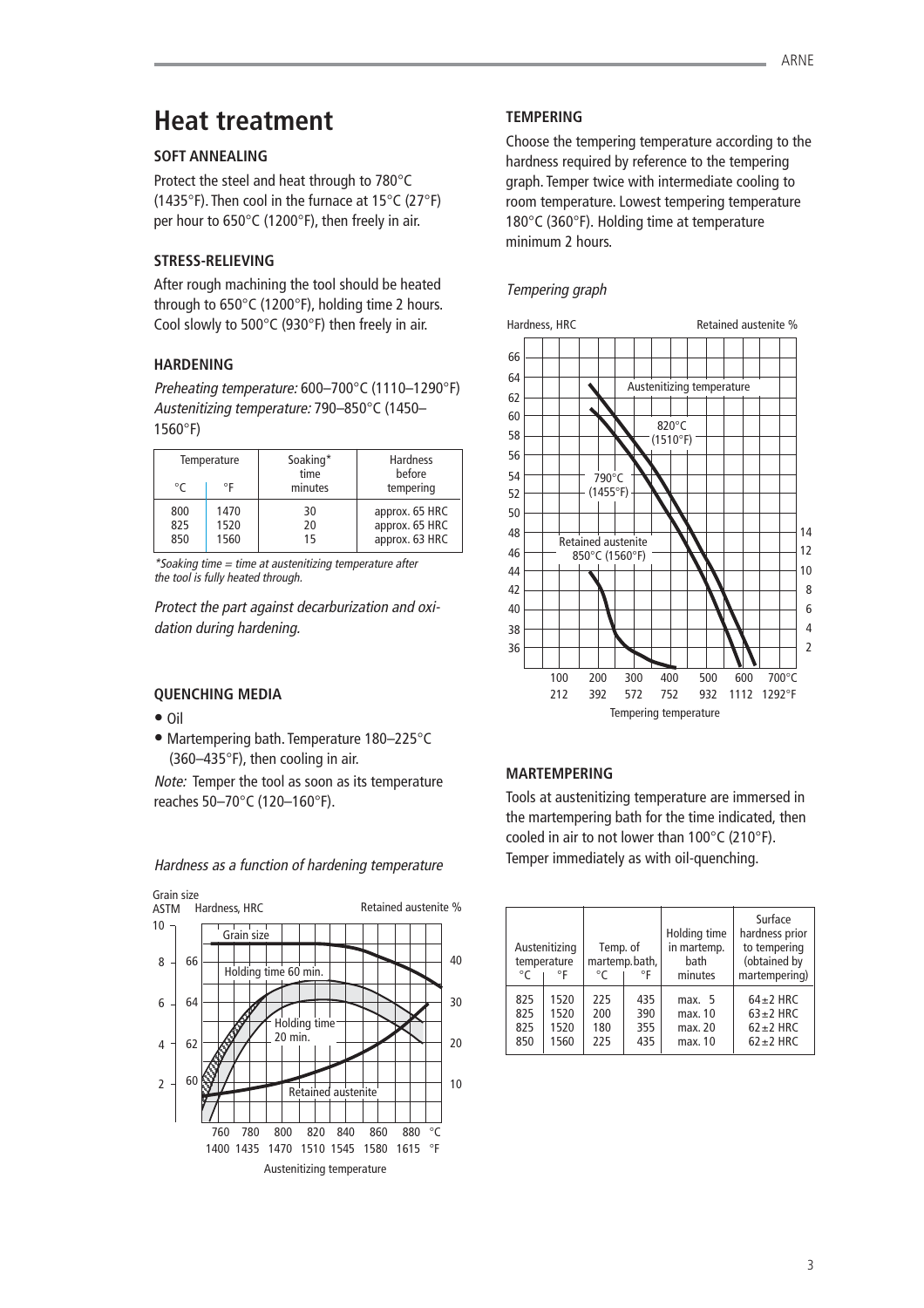# Heat treatment

### SOFT ANNEALING

Protect the steel and heat through to 780°C (1435°F). Then cool in the furnace at 15°C (27°F) per hour to 650°C (1200°F), then freely in air.

### STRESS-RELIEVING

After rough machining the tool should be heated through to 650°C (1200°F), holding time 2 hours. Cool slowly to 500°C (930°F) then freely in air.

### HARDENING

*Preheating temperature:* 600–700°C (1110–1290°F)
*Austenitizing temperature:* 790–850°C (1450–1560°F)

| Temperature | | Soaking* time | Hardness before tempering |
|---|---|---|---|
| °C | °F | minutes | |
| 800 | 1470 | 30 | approx. 65 HRC |
| 825 | 1520 | 20 | approx. 65 HRC |
| 850 | 1560 | 15 | approx. 63 HRC |

*Soaking time = time at austenitizing temperature after the tool is fully heated through.*

*Protect the part against decarburization and oxidation during hardening.*

### QUENCHING MEDIA

- Oil
- Martempering bath. Temperature 180–225°C (360–435°F), then cooling in air.

*Note:* Temper the tool as soon as its temperature reaches 50–70°C (120–160°F).

*Hardness as a function of hardening temperature*

### TEMPERING

Choose the tempering temperature according to the hardness required by reference to the tempering graph. Temper twice with intermediate cooling to room temperature. Lowest tempering temperature 180°C (360°F). Holding time at temperature minimum 2 hours.

*Tempering graph*

### MARTEMPERING

Tools at austenitizing temperature are immersed in the martempering bath for the time indicated, then cooled in air to not lower than 100°C (210°F). Temper immediately as with oil-quenching.

| Austenitizing temperature | | Temp. of martemp. bath, | | Holding time in martemp. bath | Surface hardness prior to tempering (obtained by martempering) |
|---|---|---|---|---|---|
| °C | °F | °C | °F | minutes | |
| 825 | 1520 | 225 | 435 | max. 5 | 64±2 HRC |
| 825 | 1520 | 200 | 390 | max. 10 | 63±2 HRC |
| 825 | 1520 | 180 | 355 | max. 20 | 62±2 HRC |
| 850 | 1560 | 225 | 435 | max. 10 | 62±2 HRC |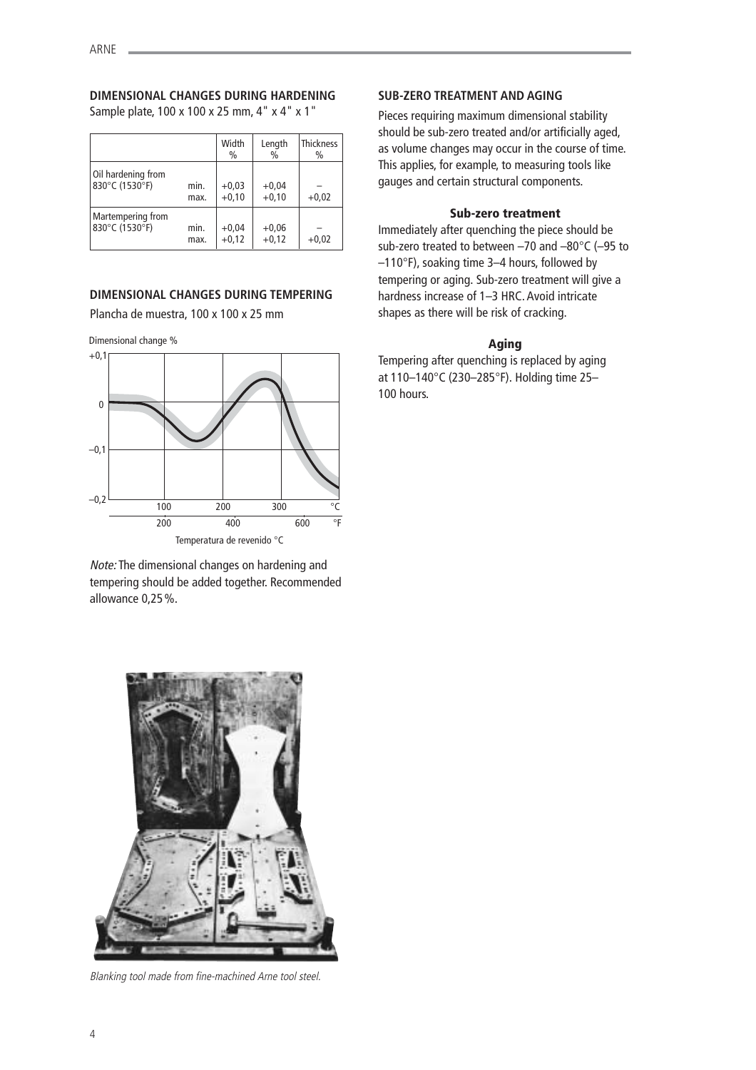## DIMENSIONAL CHANGES DURING HARDENING

Sample plate, 100 x 100 x 25 mm, 4" x 4" x 1"

| | | Width % | Length % | Thickness % |
|---|---|---|---|---|
| Oil hardening from 830°C (1530°F) | min. | +0,03 | +0,04 | – |
| | max. | +0,10 | +0,10 | +0,02 |
| Martempering from 830°C (1530°F) | min. | +0,04 | +0,06 | – |
| | max. | +0,12 | +0,12 | +0,02 |

## DIMENSIONAL CHANGES DURING TEMPERING

Plancha de muestra, 100 x 100 x 25 mm

*Note:* The dimensional changes on hardening and tempering should be added together. Recommended allowance 0,25 %.

Blanking tool made from fine-machined Arne tool steel.

## SUB-ZERO TREATMENT AND AGING

Pieces requiring maximum dimensional stability should be sub-zero treated and/or artificially aged, as volume changes may occur in the course of time. This applies, for example, to measuring tools like gauges and certain structural components.

### Sub-zero treatment

Immediately after quenching the piece should be sub-zero treated to between –70 and –80°C (–95 to –110°F), soaking time 3–4 hours, followed by tempering or aging. Sub-zero treatment will give a hardness increase of 1–3 HRC. Avoid intricate shapes as there will be risk of cracking.

### Aging

Tempering after quenching is replaced by aging at 110–140°C (230–285°F). Holding time 25–100 hours.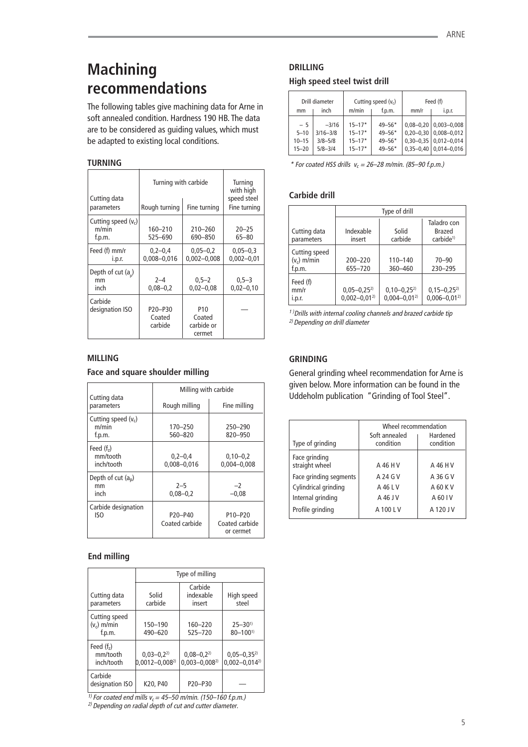# Machining recommendations

The following tables give machining data for Arne in soft annealed condition. Hardness 190 HB. The data are to be considered as guiding values, which must be adapted to existing local conditions.

## TURNING

| Cutting data parameters | Turning with carbide | | Turning with high speed steel |
|---|---|---|---|
| | Rough turning | Fine turning | Fine turning |
| Cutting speed ($v_c$) m/min | 160–210 | 210–260 | 20–25 |
| f.p.m. | 525–690 | 690–850 | 65–80 |
| Feed (f) mm/r | 0,2–0,4 | 0,05–0,2 | 0,05–0,3 |
| i.p.r. | 0,008–0,016 | 0,002–0,008 | 0,002–0,01 |
| Depth of cut ($a_p$) mm | 2–4 | 0,5–2 | 0,5–3 |
| inch | 0,08–0,2 | 0,02–0,08 | 0,02–0,10 |
| Carbide designation ISO | P20–P30 Coated carbide | P10 Coated carbide or cermet | — |

## MILLING

### Face and square shoulder milling

| Cutting data parameters | Milling with carbide | |
|---|---|---|
| | Rough milling | Fine milling |
| Cutting speed ($v_c$) m/min | 170–250 | 250–290 |
| f.p.m. | 560–820 | 820–950 |
| Feed ($f_z$) mm/tooth | 0,2–0,4 | 0,10–0,2 |
| inch/tooth | 0,008–0,016 | 0,004–0,008 |
| Depth of cut ($a_p$) mm | 2–5 | –2 |
| inch | 0,08–0,2 | –0,08 |
| Carbide designation ISO | P20–P40 Coated carbide | P10–P20 Coated carbide or cermet |

### End milling

| Cutting data parameters | Type of milling | | |
|---|---|---|---|
| | Solid carbide | Carbide indexable insert | High speed steel |
| Cutting speed ($v_c$) m/min | 150–190 | 160–220 | 25–30[1] |
| f.p.m. | 490–620 | 525–720 | 80–100[1] |
| Feed ($f_z$) mm/tooth | 0,03–0,2[2] | 0,08–0,2[2] | 0,05–0,35[2] |
| inch/tooth | 0,0012–0,008[2] | 0,003–0,008[2] | 0,002–0,014[2] |
| Carbide designation ISO | K20, P40 | P20–P30 | — |

[1] *For coated end mills $v_c$ = 45–50 m/min. (150–160 f.p.m.)*
[2] *Depending on radial depth of cut and cutter diameter.*

## DRILLING

### High speed steel twist drill

| Drill diameter mm | Drill diameter inch | Cutting speed ($v_c$) m/min | Cutting speed ($v_c$) f.p.m. | Feed (f) mm/r | Feed (f) i.p.r. |
|---|---|---|---|---|---|
| – 5 | –3/16 | 15–17* | 49–56* | 0,08–0,20 | 0,003–0,008 |
| 5–10 | 3/16–3/8 | 15–17* | 49–56* | 0,20–0,30 | 0,008–0,012 |
| 10–15 | 3/8–5/8 | 15–17* | 49–56* | 0,30–0,35 | 0,012–0,014 |
| 15–20 | 5/8–3/4 | 15–17* | 49–56* | 0,35–0,40 | 0,014–0,016 |

*\* For coated HSS drills $v_c$ = 26–28 m/min. (85–90 f.p.m.)*

### Carbide drill

| Cutting data parameters | Type of drill | | |
|---|---|---|---|
| | Indexable insert | Solid carbide | Taladro con Brazed carbide[1] |
| Cutting speed ($v_c$) m/min | 200–220 | 110–140 | 70–90 |
| f.p.m. | 655–720 | 360–460 | 230–295 |
| Feed (f) mm/r | 0,05–0,25[2] | 0,10–0,25[2] | 0,15–0,25[2] |
| i.p.r. | 0,002–0,01[2] | 0,004–0,01[2] | 0,006–0,01[2] |

[1] *Drills with internal cooling channels and brazed carbide tip*
[2] *Depending on drill diameter*

## GRINDING

General grinding wheel recommendation for Arne is given below. More information can be found in the Uddeholm publication "Grinding of Tool Steel".

| Type of grinding | Wheel recommendation | |
|---|---|---|
| | Soft annealed condition | Hardened condition |
| Face grinding straight wheel | A 46 H V | A 46 H V |
| Face grinding segments | A 24 G V | A 36 G V |
| Cylindrical grinding | A 46 L V | A 60 K V |
| Internal grinding | A 46 J V | A 60 I V |
| Profile grinding | A 100 L V | A 120 J V |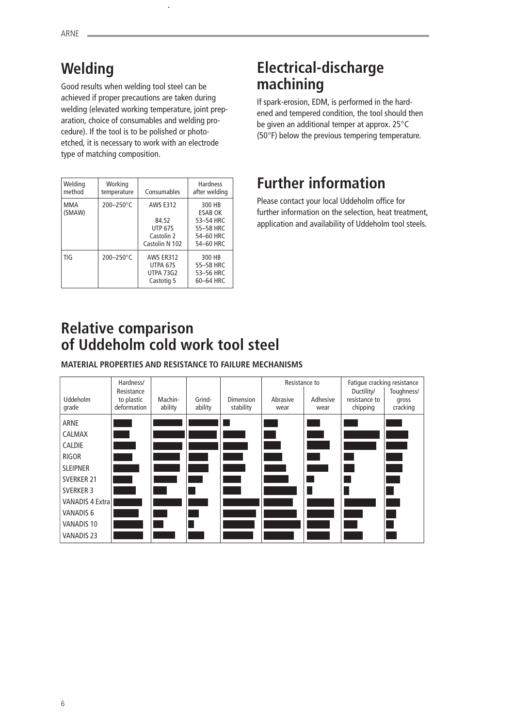## Welding

Good results when welding tool steel can be achieved if proper precautions are taken during welding (elevated working temperature, joint preparation, choice of consumables and welding procedure). If the tool is to be polished or photo-etched, it is necessary to work with an electrode type of matching composition.

| Welding method | Working temperature | Consumables | Hardness after welding |
|---|---|---|---|
| MMA (SMAW) | 200–250°C | AWS E312<br>ESAB OK 84.52<br>UTP 67S<br>Castolin 2<br>Castolin N 102 | 300 HB<br>53–54 HRC<br>55–58 HRC<br>54–60 HRC<br>54–60 HRC |
| TIG | 200–250°C | AWS ER312<br>UTPA 67S<br>UTPA 73G2<br>Castotig 5 | 300 HB<br>55–58 HRC<br>53–56 HRC<br>60–64 HRC |

## Electrical-discharge machining

If spark-erosion, EDM, is performed in the hardened and tempered condition, the tool should then be given an additional temper at approx. 25°C (50°F) below the previous tempering temperature.

## Further information

Please contact your local Uddeholm office for further information on the selection, heat treatment, application and availability of Uddeholm tool steels.

## Relative comparison of Uddeholm cold work tool steel

**MATERIAL PROPERTIES AND RESISTANCE TO FAILURE MECHANISMS**

| Uddeholm grade | Hardness/ Resistance to plastic deformation | Machin-ability | Grind-ability | Dimension stability | Resistance to | | Fatigue cracking resistance | |
|---|---|---|---|---|---|---|---|---|
| | | | | | Abrasive wear | Adhesive wear | Ductility/ resistance to chipping | Toughness/ gross cracking |
| ARNE | | | | | | | | |
| CALMAX | | | | | | | | |
| CALDIE | | | | | | | | |
| RIGOR | | | | | | | | |
| SLEIPNER | | | | | | | | |
| SVERKER 21 | | | | | | | | |
| SVERKER 3 | | | | | | | | |
| VANADIS 4 Extra | | | | | | | | |
| VANADIS 6 | | | | | | | | |
| VANADIS 10 | | | | | | | | |
| VANADIS 23 | | | | | | | | |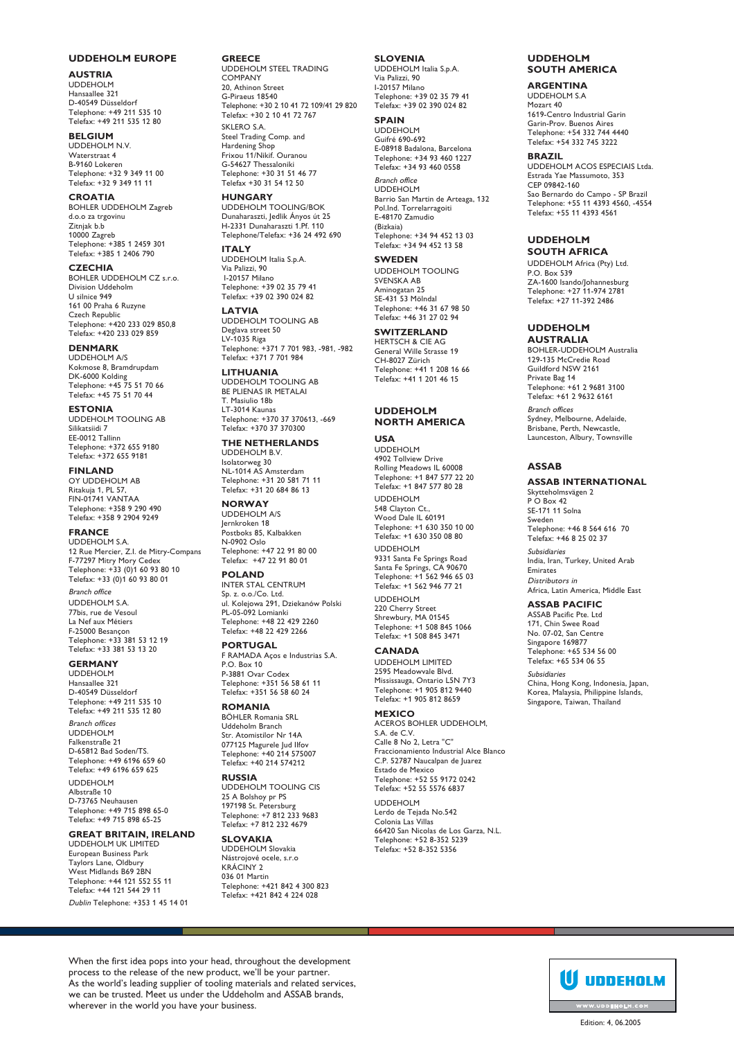## UDDEHOLM EUROPE

### AUSTRIA
UDDEHOLM
Hansaallee 321
D-40549 Düsseldorf
Telephone: +49 211 535 10
Telefax: +49 211 535 12 80

### BELGIUM
UDDEHOLM N.V.
Waterstraat 4
B-9160 Lokeren
Telephone: +32 9 349 11 00
Telefax: +32 9 349 11 11

### CROATIA
BOHLER UDDEHOLM Zagreb
d.o.o za trgovinu
Zitnjak b.b
10000 Zagreb
Telephone: +385 1 2459 301
Telefax: +385 1 2406 790

### CZECHIA
BOHLER UDDEHOLM CZ s.r.o.
Division Uddeholm
U silnice 949
161 00 Praha 6 Ruzyne
Czech Republic
Telephone: +420 233 029 850,8
Telefax: +420 233 029 859

### DENMARK
UDDEHOLM A/S
Kokmose 8, Bramdrupdam
DK-6000 Kolding
Telephone: +45 75 51 70 66
Telefax: +45 75 51 70 44

### ESTONIA
UDDEHOLM TOOLING AB
Silikatsiidi 7
EE-0012 Tallinn
Telephone: +372 655 9180
Telefax: +372 655 9181

### FINLAND
OY UDDEHOLM AB
Ritakuja 1, PL 57,
FIN-01741 VANTAA
Telephone: +358 9 290 490
Telefax: +358 9 2904 9249

### FRANCE
UDDEHOLM S.A.
12 Rue Mercier, Z.I. de Mitry-Compans
F-77297 Mitry Mory Cedex
Telephone: +33 (0)1 60 93 80 10
Telefax: +33 (0)1 60 93 80 01

*Branch office*
UDDEHOLM S.A.
77bis, rue de Vesoul
La Nef aux Métiers
F-25000 Besançon
Telephone: +33 381 53 12 19
Telefax: +33 381 53 13 20

### GERMANY
UDDEHOLM
Hansaallee 321
D-40549 Düsseldorf
Telephone: +49 211 535 10
Telefax: +49 211 535 12 80

*Branch offices*
UDDEHOLM
Falkenstraße 21
D-65812 Bad Soden/TS.
Telephone: +49 6196 659 60
Telefax: +49 6196 659 625

UDDEHOLM
Albstraße 10
D-73765 Neuhausen
Telephone: +49 715 898 65-0
Telefax: +49 715 898 65-25

### GREAT BRITAIN, IRELAND
UDDEHOLM UK LIMITED
European Business Park
Taylors Lane, Oldbury
West Midlands B69 2BN
Telephone: +44 121 552 55 11
Telefax: +44 121 544 29 11
*Dublin* Telephone: +353 1 45 14 01

### GREECE
UDDEHOLM STEEL TRADING COMPANY
20, Athinon Street
G-Piraeus 18540
Telephone: +30 2 10 41 72 109/41 29 820
Telefax: +30 2 10 41 72 767

SKLERO S.A.
Steel Trading Comp. and Hardening Shop
Frixou 11/Nikif. Ouranou
G-54627 Thessaloniki
Telephone: +30 31 51 46 77
Telefax +30 31 54 12 50

### HUNGARY
UDDEHOLM TOOLING/BOK
Dunaharaszti, Jedlik Ányos út 25
H-2331 Dunaharaszti 1.Pf. 110
Telephone/Telefax: +36 24 492 690

### ITALY
UDDEHOLM Italia S.p.A.
Via Palizzi, 90
I-20157 Milano
Telephone: +39 02 35 79 41
Telefax: +39 02 390 024 82

### LATVIA
UDDEHOLM TOOLING AB
Deglava street 50
LV-1035 Riga
Telephone: +371 7 701 983, -981, -982
Telefax: +371 7 701 984

### LITHUANIA
UDDEHOLM TOOLING AB
BE PLIENAS IR METALAI
T. Masiulio 18b
LT-3014 Kaunas
Telephone: +370 37 370613, -669
Telefax: +370 37 370300

### THE NETHERLANDS
UDDEHOLM B.V.
Isolatorweg 30
NL-1014 AS Amsterdam
Telephone: +31 20 581 71 11
Telefax: +31 20 684 86 13

### NORWAY
UDDEHOLM A/S
Jernkroken 18
Postboks 85, Kalbakken
N-0902 Oslo
Telephone: +47 22 91 80 00
Telefax: +47 22 91 80 01

### POLAND
INTER STAL CENTRUM
Sp. z. o.o./Co. Ltd.
ul. Kolejowa 291, Dziekanów Polski
PL-05-092 Lomianki
Telephone: +48 22 429 2260
Telefax: +48 22 429 2266

### PORTUGAL
F RAMADA Aços e Industrias S.A.
P.O. Box 10
P-3881 Ovar Codex
Telephone: +351 56 58 61 11
Telefax: +351 56 58 60 24

### ROMANIA
BÖHLER Romania SRL
Uddeholm Branch
Str. Atomistilor Nr 14A
077125 Magurele Jud Ilfov
Telephone: +40 214 575007
Telefax: +40 214 574212

### RUSSIA
UDDEHOLM TOOLING CIS
25 A Bolshoy pr PS
197198 St. Petersburg
Telephone: +7 812 233 9683
Telefax: +7 812 232 4679

### SLOVAKIA
UDDEHOLM Slovakia
Nástrojové ocele, s.r.o
KRÁCINY 2
036 01 Martin
Telephone: +421 842 4 300 823
Telefax: +421 842 4 224 028

### SLOVENIA
UDDEHOLM Italia S.p.A.
Via Palizzi, 90
I-20157 Milano
Telephone: +39 02 35 79 41
Telefax: +39 02 390 024 82

### SPAIN
UDDEHOLM
Guifré 690-692
E-08918 Badalona, Barcelona
Telephone: +34 93 460 1227
Telefax: +34 93 460 0558

*Branch office*
UDDEHOLM
Barrio San Martin de Arteaga, 132
Pol.Ind. Torrelarragoiti
E-48170 Zamudio
(Bizkaia)
Telephone: +34 94 452 13 03
Telefax: +34 94 452 13 58

### SWEDEN
UDDEHOLM TOOLING SVENSKA AB
Aminogatan 25
SE-431 53 Mölndal
Telephone: +46 31 67 98 50
Telefax: +46 31 27 02 94

### SWITZERLAND
HERTSCH & CIE AG
General Wille Strasse 19
CH-8027 Zürich
Telephone: +41 1 208 16 66
Telefax: +41 1 201 46 15

## UDDEHOLM NORTH AMERICA

### USA
UDDEHOLM
4902 Tollview Drive
Rolling Meadows IL 60008
Telephone: +1 847 577 22 20
Telefax: +1 847 577 80 28

UDDEHOLM
548 Clayton Ct.,
Wood Dale IL 60191
Telephone: +1 630 350 10 00
Telefax: +1 630 350 08 80

UDDEHOLM
9331 Santa Fe Springs Road
Santa Fe Springs, CA 90670
Telephone: +1 562 946 65 03
Telefax: +1 562 946 77 21

UDDEHOLM
220 Cherry Street
Shrewbury, MA 01545
Telephone: +1 508 845 1066
Telefax: +1 508 845 3471

### CANADA
UDDEHOLM LIMITED
2595 Meadowvale Blvd.
Mississauga, Ontario L5N 7Y3
Telephone: +1 905 812 9440
Telefax: +1 905 812 8659

### MEXICO
ACEROS BOHLER UDDEHOLM, S.A. de C.V.
Calle 8 No 2, Letra "C"
Fraccionamiento Industrial Alce Blanco
C.P. 52787 Naucalpan de Juarez
Estado de Mexico
Telephone: +52 55 9172 0242
Telefax: +52 55 5576 6837

UDDEHOLM
Lerdo de Tejada No.542
Colonia Las Villas
66420 San Nicolas de Los Garza, N.L.
Telephone: +52 8-352 5239
Telefax: +52 8-352 5356

## UDDEHOLM SOUTH AMERICA

### ARGENTINA
UDDEHOLM S.A
Mozart 40
1619-Centro Industrial Garin
Garin-Prov. Buenos Aires
Telephone: +54 332 744 4440
Telefax: +54 332 745 3222

### BRAZIL
UDDEHOLM ACOS ESPECIAIS Ltda.
Estrada Yae Massumoto, 353
CEP 09842-160
Sao Bernardo do Campo - SP Brazil
Telephone: +55 11 4393 4560, -4554
Telefax: +55 11 4393 4561

## UDDEHOLM SOUTH AFRICA
UDDEHOLM Africa (Pty) Ltd.
P.O. Box 539
ZA-1600 Isando/Johannesburg
Telephone: +27 11-974 2781
Telefax: +27 11-392 2486

## UDDEHOLM AUSTRALIA
BOHLER-UDDEHOLM Australia
129-135 McCredie Road
Guildford NSW 2161
Private Bag 14
Telephone: +61 2 9681 3100
Telefax: +61 2 9632 6161

*Branch offices*
Sydney, Melbourne, Adelaide, Brisbane, Perth, Newcastle, Launceston, Albury, Townsville

## ASSAB

### ASSAB INTERNATIONAL
Skytteholmsvägen 2
P O Box 42
SE-171 11 Solna
Sweden
Telephone: +46 8 564 616 70
Telefax: +46 8 25 02 37

*Subsidiaries*
India, Iran, Turkey, United Arab Emirates

*Distributors in*
Africa, Latin America, Middle East

### ASSAB PACIFIC
ASSAB Pacific Pte. Ltd
171, Chin Swee Road
No. 07-02, San Centre
Singapore 169877
Telephone: +65 534 56 00
Telefax: +65 534 06 55

*Subsidiaries*
China, Hong Kong, Indonesia, Japan, Korea, Malaysia, Philippine Islands, Singapore, Taiwan, Thailand

When the first idea pops into your head, throughout the development process to the release of the new product, we'll be your partner. As the world's leading supplier of tooling materials and related services, we can be trusted. Meet us under the Uddeholm and ASSAB brands, wherever in the world you have your business.

UDDEHOLM
WWW.UDDEHOLM.COM

Edition: 4, 06.2005